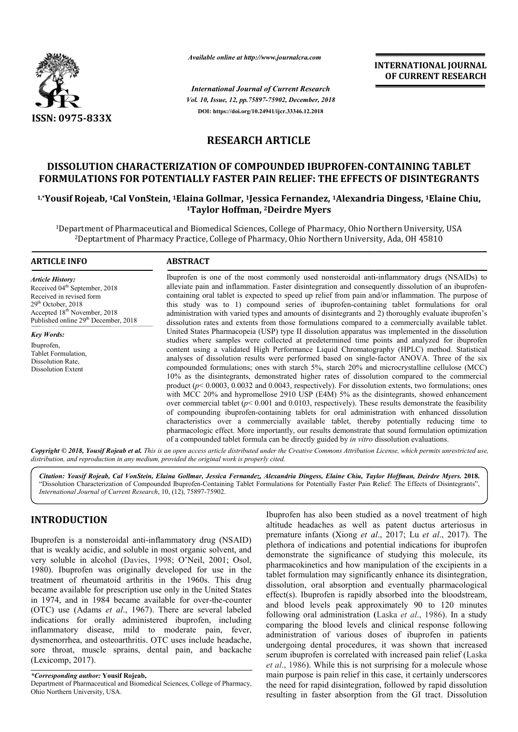ISSN: 0975-833X

*Available online at http://www.journalcra.com*

*International Journal of Current Research*
*Vol. 10, Issue, 12, pp.75897-75902, December, 2018*
**DOI: https://doi.org/10.24941/ijcr.33346.12.2018**

**INTERNATIONAL JOURNAL OF CURRENT RESEARCH**

# RESEARCH ARTICLE

## DISSOLUTION CHARACTERIZATION OF COMPOUNDED IBUPROFEN-CONTAINING TABLET FORMULATIONS FOR POTENTIALLY FASTER PAIN RELIEF: THE EFFECTS OF DISINTEGRANTS

**[1,*]Yousif Rojeab, [1]Cal VonStein, [1]Elaina Gollmar, [1]Jessica Fernandez, [1]Alexandria Dingess, [1]Elaine Chiu, [1]Taylor Hoffman, [2]Deirdre Myers**

[1]Department of Pharmaceutical and Biomedical Sciences, College of Pharmacy, Ohio Northern University, USA
[2]Deptartment of Pharmacy Practice, College of Pharmacy, Ohio Northern University, Ada, OH 45810

**ARTICLE INFO**

*Article History:*
Received 04th September, 2018
Received in revised form
29th October, 2018
Accepted 18th November, 2018
Published online 29th December, 2018

*Key Words:*
Ibuprofen,
Tablet Formulation,
Dissolution Rate,
Dissolution Extent

**ABSTRACT**

Ibuprofen is one of the most commonly used nonsteroidal anti-inflammatory drugs (NSAIDs) to alleviate pain and inflammation. Faster disintegration and consequently dissolution of an ibuprofen-containing oral tablet is expected to speed up relief from pain and/or inflammation. The purpose of this study was to 1) compound series of ibuprofen-containing tablet formulations for oral administration with varied types and amounts of disintegrants and 2) thoroughly evaluate ibuprofen's dissolution rates and extents from those formulations compared to a commercially available tablet. United States Pharmacopeia (USP) type II dissolution apparatus was implemented in the dissolution studies where samples were collected at predetermined time points and analyzed for ibuprofen content using a validated High Performance Liquid Chromatography (HPLC) method. Statistical analyses of dissolution results were performed based on single-factor ANOVA. Three of the six compounded formulations; ones with starch 5%, starch 20% and microcrystalline cellulose (MCC) 10% as the disintegrants, demonstrated higher rates of dissolution compared to the commercial product ($p < 0.0003$, 0.0032 and 0.0043, respectively). For dissolution extents, two formulations; ones with MCC 20% and hypromellose 2910 USP (E4M) 5% as the disintegrants, showed enhancement over commercial tablet ($p < 0.001$ and 0.0103, respectively). These results demonstrate the feasibility of compounding ibuprofen-containing tablets for oral administration with enhanced dissolution characteristics over a commercially available tablet, thereby potentially reducing time to pharmacologic effect. More importantly, our results demonstrate that sound formulation optimization of a compounded tablet formula can be directly guided by *in vitro* dissolution evaluations.

*Copyright © 2018, Yousif Rojeab et al. This is an open access article distributed under the Creative Commons Attribution License, which permits unrestricted use, distribution, and reproduction in any medium, provided the original work is properly cited.*

*Citation: Yousif Rojeab, Cal VonStein, Elaina Gollmar, Jessica Fernandez, Alexandria Dingess, Elaine Chiu, Taylor Hoffman, Deirdre Myers.* **2018.** "Dissolution Characterization of Compounded Ibuprofen-Containing Tablet Formulations for Potentially Faster Pain Relief: The Effects of Disintegrants", *International Journal of Current Research*, 10, (12), 75897-75902.

## INTRODUCTION

Ibuprofen is a nonsteroidal anti-inflammatory drug (NSAID) that is weakly acidic, and soluble in most organic solvent, and very soluble in alcohol (Davies, 1998; O'Neil, 2001; Osol, 1980). Ibuprofen was originally developed for use in the treatment of rheumatoid arthritis in the 1960s. This drug became available for prescription use only in the United States in 1974, and in 1984 became available for over-the-counter (OTC) use (Adams *et al*., 1967). There are several labeled indications for orally administered ibuprofen, including inflammatory disease, mild to moderate pain, fever, dysmenorrhea, and osteoarthritis. OTC uses include headache, sore throat, muscle sprains, dental pain, and backache (Lexicomp, 2017).

Ibuprofen has also been studied as a novel treatment of high altitude headaches as well as patent ductus arteriosus in premature infants (Xiong *et al*., 2017; Lu *et al*., 2017). The plethora of indications and potential indications for ibuprofen demonstrate the significance of studying this molecule, its pharmacokinetics and how manipulation of the excipients in a tablet formulation may significantly enhance its disintegration, dissolution, oral absorption and eventually pharmacological effect(s). Ibuprofen is rapidly absorbed into the bloodstream, and blood levels peak approximately 90 to 120 minutes following oral administration (Laska *et al*., 1986). In a study comparing the blood levels and clinical response following administration of various doses of ibuprofen in patients undergoing dental procedures, it was shown that increased serum ibuprofen is correlated with increased pain relief (Laska *et al*., 1986). While this is not surprising for a molecule whose main purpose is pain relief in this case, it certainly underscores the need for rapid disintegration, followed by rapid dissolution resulting in faster absorption from the GI tract. Dissolution

**\*Corresponding author: Yousif Rojeab,**
Department of Pharmaceutical and Biomedical Sciences, College of Pharmacy, Ohio Northern University, USA.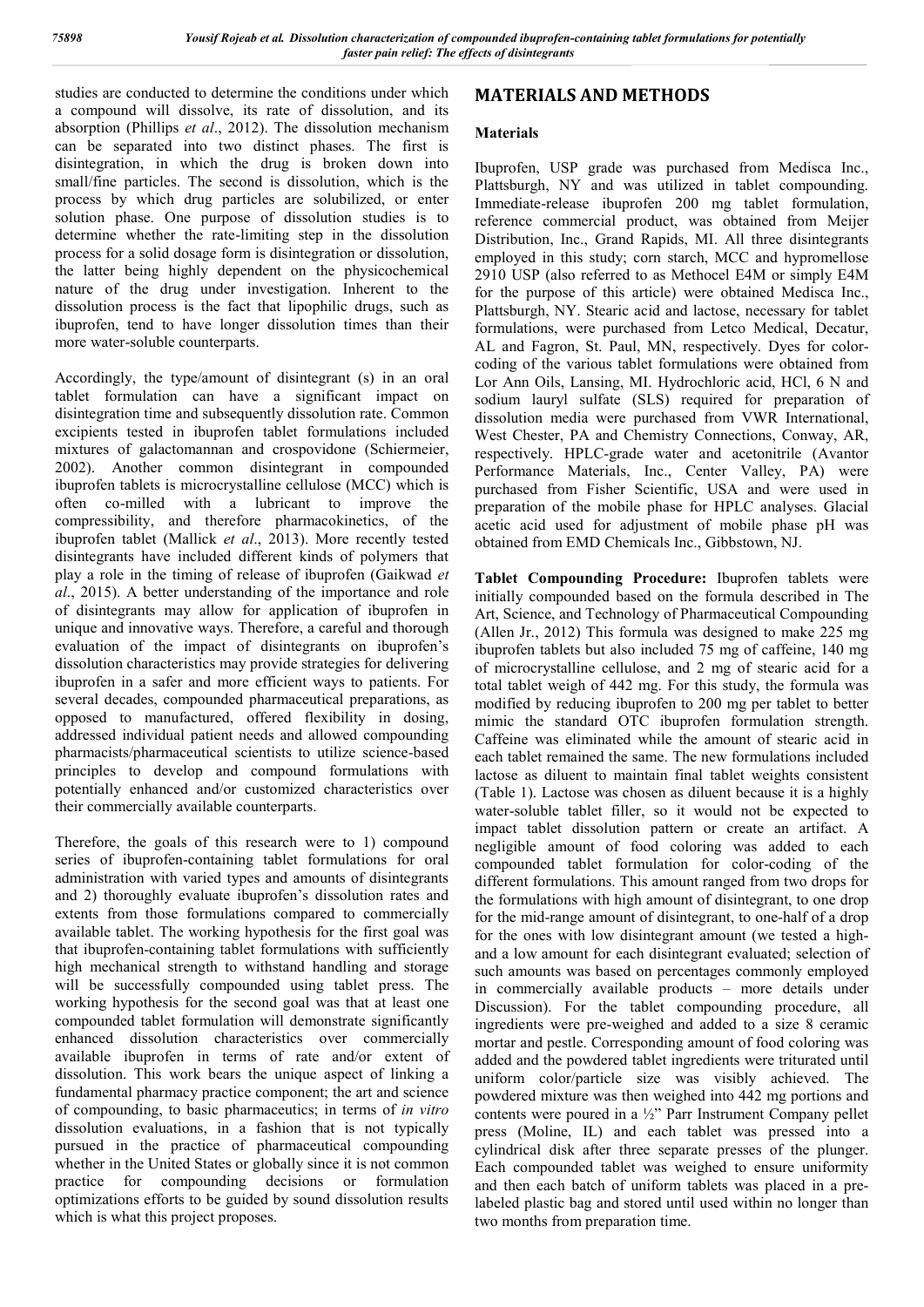studies are conducted to determine the conditions under which a compound will dissolve, its rate of dissolution, and its absorption (Phillips *et al*., 2012). The dissolution mechanism can be separated into two distinct phases. The first is disintegration, in which the drug is broken down into small/fine particles. The second is dissolution, which is the process by which drug particles are solubilized, or enter solution phase. One purpose of dissolution studies is to determine whether the rate-limiting step in the dissolution process for a solid dosage form is disintegration or dissolution, the latter being highly dependent on the physicochemical nature of the drug under investigation. Inherent to the dissolution process is the fact that lipophilic drugs, such as ibuprofen, tend to have longer dissolution times than their more water-soluble counterparts.

Accordingly, the type/amount of disintegrant (s) in an oral tablet formulation can have a significant impact on disintegration time and subsequently dissolution rate. Common excipients tested in ibuprofen tablet formulations included mixtures of galactomannan and crospovidone (Schiermeier, 2002). Another common disintegrant in compounded ibuprofen tablets is microcrystalline cellulose (MCC) which is often co-milled with a lubricant to improve the compressibility, and therefore pharmacokinetics, of the ibuprofen tablet (Mallick *et al*., 2013). More recently tested disintegrants have included different kinds of polymers that play a role in the timing of release of ibuprofen (Gaikwad *et al*., 2015). A better understanding of the importance and role of disintegrants may allow for application of ibuprofen in unique and innovative ways. Therefore, a careful and thorough evaluation of the impact of disintegrants on ibuprofen's dissolution characteristics may provide strategies for delivering ibuprofen in a safer and more efficient ways to patients. For several decades, compounded pharmaceutical preparations, as opposed to manufactured, offered flexibility in dosing, addressed individual patient needs and allowed compounding pharmacists/pharmaceutical scientists to utilize science-based principles to develop and compound formulations with potentially enhanced and/or customized characteristics over their commercially available counterparts.

Therefore, the goals of this research were to 1) compound series of ibuprofen-containing tablet formulations for oral administration with varied types and amounts of disintegrants and 2) thoroughly evaluate ibuprofen's dissolution rates and extents from those formulations compared to commercially available tablet. The working hypothesis for the first goal was that ibuprofen-containing tablet formulations with sufficiently high mechanical strength to withstand handling and storage will be successfully compounded using tablet press. The working hypothesis for the second goal was that at least one compounded tablet formulation will demonstrate significantly enhanced dissolution characteristics over commercially available ibuprofen in terms of rate and/or extent of dissolution. This work bears the unique aspect of linking a fundamental pharmacy practice component; the art and science of compounding, to basic pharmaceutics; in terms of *in vitro* dissolution evaluations, in a fashion that is not typically pursued in the practice of pharmaceutical compounding whether in the United States or globally since it is not common practice for compounding decisions or formulation optimizations efforts to be guided by sound dissolution results which is what this project proposes.

## MATERIALS AND METHODS

### Materials

Ibuprofen, USP grade was purchased from Medisca Inc., Plattsburgh, NY and was utilized in tablet compounding. Immediate-release ibuprofen 200 mg tablet formulation, reference commercial product, was obtained from Meijer Distribution, Inc., Grand Rapids, MI. All three disintegrants employed in this study; corn starch, MCC and hypromellose 2910 USP (also referred to as Methocel E4M or simply E4M for the purpose of this article) were obtained Medisca Inc., Plattsburgh, NY. Stearic acid and lactose, necessary for tablet formulations, were purchased from Letco Medical, Decatur, AL and Fagron, St. Paul, MN, respectively. Dyes for color-coding of the various tablet formulations were obtained from Lor Ann Oils, Lansing, MI. Hydrochloric acid, HCl, 6 N and sodium lauryl sulfate (SLS) required for preparation of dissolution media were purchased from VWR International, West Chester, PA and Chemistry Connections, Conway, AR, respectively. HPLC-grade water and acetonitrile (Avantor Performance Materials, Inc., Center Valley, PA) were purchased from Fisher Scientific, USA and were used in preparation of the mobile phase for HPLC analyses. Glacial acetic acid used for adjustment of mobile phase pH was obtained from EMD Chemicals Inc., Gibbstown, NJ.

**Tablet Compounding Procedure:** Ibuprofen tablets were initially compounded based on the formula described in The Art, Science, and Technology of Pharmaceutical Compounding (Allen Jr., 2012) This formula was designed to make 225 mg ibuprofen tablets but also included 75 mg of caffeine, 140 mg of microcrystalline cellulose, and 2 mg of stearic acid for a total tablet weigh of 442 mg. For this study, the formula was modified by reducing ibuprofen to 200 mg per tablet to better mimic the standard OTC ibuprofen formulation strength. Caffeine was eliminated while the amount of stearic acid in each tablet remained the same. The new formulations included lactose as diluent to maintain final tablet weights consistent (Table 1). Lactose was chosen as diluent because it is a highly water-soluble tablet filler, so it would not be expected to impact tablet dissolution pattern or create an artifact. A negligible amount of food coloring was added to each compounded tablet formulation for color-coding of the different formulations. This amount ranged from two drops for the formulations with high amount of disintegrant, to one drop for the mid-range amount of disintegrant, to one-half of a drop for the ones with low disintegrant amount (we tested a high- and a low amount for each disintegrant evaluated; selection of such amounts was based on percentages commonly employed in commercially available products – more details under Discussion). For the tablet compounding procedure, all ingredients were pre-weighed and added to a size 8 ceramic mortar and pestle. Corresponding amount of food coloring was added and the powdered tablet ingredients were triturated until uniform color/particle size was visibly achieved. The powdered mixture was then weighed into 442 mg portions and contents were poured in a ½" Parr Instrument Company pellet press (Moline, IL) and each tablet was pressed into a cylindrical disk after three separate presses of the plunger. Each compounded tablet was weighed to ensure uniformity and then each batch of uniform tablets was placed in a pre-labeled plastic bag and stored until used within no longer than two months from preparation time.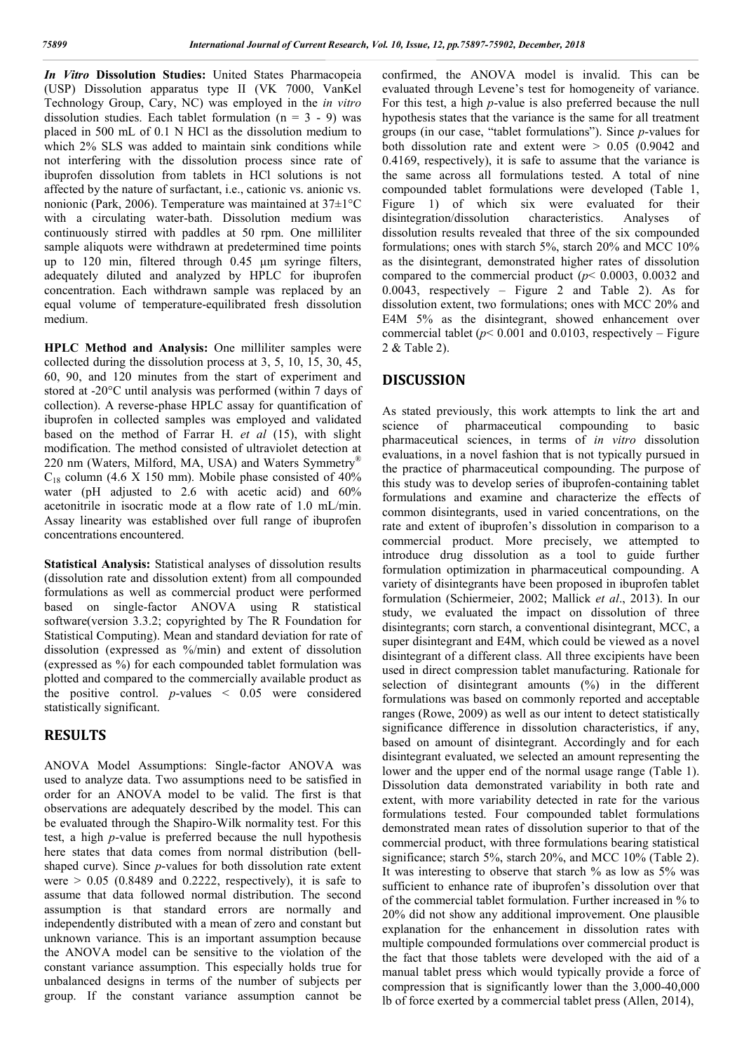***In Vitro* Dissolution Studies:** United States Pharmacopeia (USP) Dissolution apparatus type II (VK 7000, VanKel Technology Group, Cary, NC) was employed in the *in vitro* dissolution studies. Each tablet formulation (n = 3 - 9) was placed in 500 mL of 0.1 N HCl as the dissolution medium to which 2% SLS was added to maintain sink conditions while not interfering with the dissolution process since rate of ibuprofen dissolution from tablets in HCl solutions is not affected by the nature of surfactant, i.e., cationic vs. anionic vs. nonionic (Park, 2006). Temperature was maintained at 37±1°C with a circulating water-bath. Dissolution medium was continuously stirred with paddles at 50 rpm. One milliliter sample aliquots were withdrawn at predetermined time points up to 120 min, filtered through 0.45 μm syringe filters, adequately diluted and analyzed by HPLC for ibuprofen concentration. Each withdrawn sample was replaced by an equal volume of temperature-equilibrated fresh dissolution medium.

**HPLC Method and Analysis:** One milliliter samples were collected during the dissolution process at 3, 5, 10, 15, 30, 45, 60, 90, and 120 minutes from the start of experiment and stored at -20°C until analysis was performed (within 7 days of collection). A reverse-phase HPLC assay for quantification of ibuprofen in collected samples was employed and validated based on the method of Farrar H. *et al* (15), with slight modification. The method consisted of ultraviolet detection at 220 nm (Waters, Milford, MA, USA) and Waters Symmetry® $C_{18}$ column (4.6 X 150 mm). Mobile phase consisted of 40% water (pH adjusted to 2.6 with acetic acid) and 60% acetonitrile in isocratic mode at a flow rate of 1.0 mL/min. Assay linearity was established over full range of ibuprofen concentrations encountered.

**Statistical Analysis:** Statistical analyses of dissolution results (dissolution rate and dissolution extent) from all compounded formulations as well as commercial product were performed based on single-factor ANOVA using R statistical software(version 3.3.2; copyrighted by The R Foundation for Statistical Computing). Mean and standard deviation for rate of dissolution (expressed as %/min) and extent of dissolution (expressed as %) for each compounded tablet formulation was plotted and compared to the commercially available product as the positive control. *p*-values < 0.05 were considered statistically significant.

## RESULTS

ANOVA Model Assumptions: Single-factor ANOVA was used to analyze data. Two assumptions need to be satisfied in order for an ANOVA model to be valid. The first is that observations are adequately described by the model. This can be evaluated through the Shapiro-Wilk normality test. For this test, a high *p*-value is preferred because the null hypothesis here states that data comes from normal distribution (bell-shaped curve). Since *p*-values for both dissolution rate extent were > 0.05 (0.8489 and 0.2222, respectively), it is safe to assume that data followed normal distribution. The second assumption is that standard errors are normally and independently distributed with a mean of zero and constant but unknown variance. This is an important assumption because the ANOVA model can be sensitive to the violation of the constant variance assumption. This especially holds true for unbalanced designs in terms of the number of subjects per group. If the constant variance assumption cannot be confirmed, the ANOVA model is invalid. This can be evaluated through Levene's test for homogeneity of variance. For this test, a high *p*-value is also preferred because the null hypothesis states that the variance is the same for all treatment groups (in our case, "tablet formulations"). Since *p*-values for both dissolution rate and extent were > 0.05 (0.9042 and 0.4169, respectively), it is safe to assume that the variance is the same across all formulations tested. A total of nine compounded tablet formulations were developed (Table 1, Figure 1) of which six were evaluated for their disintegration/dissolution characteristics. Analyses of dissolution results revealed that three of the six compounded formulations; ones with starch 5%, starch 20% and MCC 10% as the disintegrant, demonstrated higher rates of dissolution compared to the commercial product ($p< 0.0003$, 0.0032 and 0.0043, respectively – Figure 2 and Table 2). As for dissolution extent, two formulations; ones with MCC 20% and E4M 5% as the disintegrant, showed enhancement over commercial tablet ($p< 0.001$ and 0.0103, respectively – Figure 2 & Table 2).

## DISCUSSION

As stated previously, this work attempts to link the art and science of pharmaceutical compounding to basic pharmaceutical sciences, in terms of *in vitro* dissolution evaluations, in a novel fashion that is not typically pursued in the practice of pharmaceutical compounding. The purpose of this study was to develop series of ibuprofen-containing tablet formulations and examine and characterize the effects of common disintegrants, used in varied concentrations, on the rate and extent of ibuprofen's dissolution in comparison to a commercial product. More precisely, we attempted to introduce drug dissolution as a tool to guide further formulation optimization in pharmaceutical compounding. A variety of disintegrants have been proposed in ibuprofen tablet formulation (Schiermeier, 2002; Mallick *et al*., 2013). In our study, we evaluated the impact on dissolution of three disintegrants; corn starch, a conventional disintegrant, MCC, a super disintegrant and E4M, which could be viewed as a novel disintegrant of a different class. All three excipients have been used in direct compression tablet manufacturing. Rationale for selection of disintegrant amounts (%) in the different formulations was based on commonly reported and acceptable ranges (Rowe, 2009) as well as our intent to detect statistically significance difference in dissolution characteristics, if any, based on amount of disintegrant. Accordingly and for each disintegrant evaluated, we selected an amount representing the lower and the upper end of the normal usage range (Table 1). Dissolution data demonstrated variability in both rate and extent, with more variability detected in rate for the various formulations tested. Four compounded tablet formulations demonstrated mean rates of dissolution superior to that of the commercial product, with three formulations bearing statistical significance; starch 5%, starch 20%, and MCC 10% (Table 2). It was interesting to observe that starch % as low as 5% was sufficient to enhance rate of ibuprofen's dissolution over that of the commercial tablet formulation. Further increased in % to 20% did not show any additional improvement. One plausible explanation for the enhancement in dissolution rates with multiple compounded formulations over commercial product is the fact that those tablets were developed with the aid of a manual tablet press which would typically provide a force of compression that is significantly lower than the 3,000-40,000 lb of force exerted by a commercial tablet press (Allen, 2014),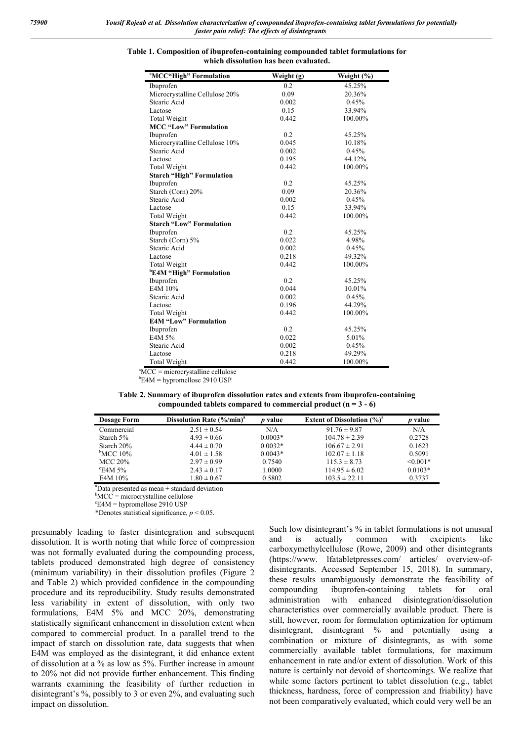**Table 1. Composition of ibuprofen-containing compounded tablet formulations for which dissolution has been evaluated.**

| [a]MCC"High" Formulation | Weight (g) | Weight (%) |
|---|---|---|
| Ibuprofen | 0.2 | 45.25% |
| Microcrystalline Cellulose 20% | 0.09 | 20.36% |
| Stearic Acid | 0.002 | 0.45% |
| Lactose | 0.15 | 33.94% |
| Total Weight | 0.442 | 100.00% |
| **MCC "Low" Formulation** | | |
| Ibuprofen | 0.2 | 45.25% |
| Microcrystalline Cellulose 10% | 0.045 | 10.18% |
| Stearic Acid | 0.002 | 0.45% |
| Lactose | 0.195 | 44.12% |
| Total Weight | 0.442 | 100.00% |
| **Starch "High" Formulation** | | |
| Ibuprofen | 0.2 | 45.25% |
| Starch (Corn) 20% | 0.09 | 20.36% |
| Stearic Acid | 0.002 | 0.45% |
| Lactose | 0.15 | 33.94% |
| Total Weight | 0.442 | 100.00% |
| **Starch "Low" Formulation** | | |
| Ibuprofen | 0.2 | 45.25% |
| Starch (Corn) 5% | 0.022 | 4.98% |
| Stearic Acid | 0.002 | 0.45% |
| Lactose | 0.218 | 49.32% |
| Total Weight | 0.442 | 100.00% |
| **[b]E4M "High" Formulation** | | |
| Ibuprofen | 0.2 | 45.25% |
| E4M 10% | 0.044 | 10.01% |
| Stearic Acid | 0.002 | 0.45% |
| Lactose | 0.196 | 44.29% |
| Total Weight | 0.442 | 100.00% |
| **E4M "Low" Formulation** | | |
| Ibuprofen | 0.2 | 45.25% |
| E4M 5% | 0.022 | 5.01% |
| Stearic Acid | 0.002 | 0.45% |
| Lactose | 0.218 | 49.29% |
| Total Weight | 0.442 | 100.00% |

[a]MCC = microcrystalline cellulose
[b]E4M = hypromellose 2910 USP

**Table 2. Summary of ibuprofen dissolution rates and extents from ibuprofen-containing compounded tablets compared to commercial product (n = 3 - 6)**

| Dosage Form | Dissolution Rate (%/min)[a] | *p* value | Extent of Dissolution (%)[a] | *p* value |
|---|---|---|---|---|
| Commercial | 2.51 ± 0.54 | N/A | 91.76 ± 9.87 | N/A |
| Starch 5% | 4.93 ± 0.66 | 0.0003* | 104.78 ± 2.39 | 0.2728 |
| Starch 20% | 4.44 ± 0.70 | 0.0032* | 106.67 ± 2.91 | 0.1623 |
| [b]MCC 10% | 4.01 ± 1.58 | 0.0043* | 102.07 ± 1.18 | 0.5091 |
| MCC 20% | 2.97 ± 0.99 | 0.7540 | 115.3 ± 8.73 | <0.001* |
| [c]E4M 5% | 2.43 ± 0.17 | 1.0000 | 114.95 ± 6.02 | 0.0103* |
| E4M 10% | 1.80 ± 0.67 | 0.5802 | 103.5 ± 22.11 | 0.3737 |

[a]Data presented as mean ± standard deviation
[b]MCC = microcrystalline cellulose
[c]E4M = hypromellose 2910 USP
*Denotes statistical significance, $p < 0.05$.

presumably leading to faster disintegration and subsequent dissolution. It is worth noting that while force of compression was not formally evaluated during the compounding process, tablets produced demonstrated high degree of consistency (minimum variability) in their dissolution profiles (Figure 2 and Table 2) which provided confidence in the compounding procedure and its reproducibility. Study results demonstrated less variability in extent of dissolution, with only two formulations, E4M 5% and MCC 20%, demonstrating statistically significant enhancement in dissolution extent when compared to commercial product. In a parallel trend to the impact of starch on dissolution rate, data suggests that when E4M was employed as the disintegrant, it did enhance extent of dissolution at a % as low as 5%. Further increase in amount to 20% not did not provide further enhancement. This finding warrants examining the feasibility of further reduction in disintegrant's %, possibly to 3 or even 2%, and evaluating such impact on dissolution.

Such low disintegrant's % in tablet formulations is not unusual and is actually common with excipients like carboxymethylcellulose (Rowe, 2009) and other disintegrants (https://www. 1fatabletpresses.com/ articles/ overview-of-disintegrants. Accessed September 15, 2018). In summary, these results unambiguously demonstrate the feasibility of compounding ibuprofen-containing tablets for oral administration with enhanced disintegration/dissolution characteristics over commercially available product. There is still, however, room for formulation optimization for optimum disintegrant, disintegrant % and potentially using a combination or mixture of disintegrants, as with some commercially available tablet formulations, for maximum enhancement in rate and/or extent of dissolution. Work of this nature is certainly not devoid of shortcomings. We realize that while some factors pertinent to tablet dissolution (e.g., tablet thickness, hardness, force of compression and friability) have not been comparatively evaluated, which could very well be an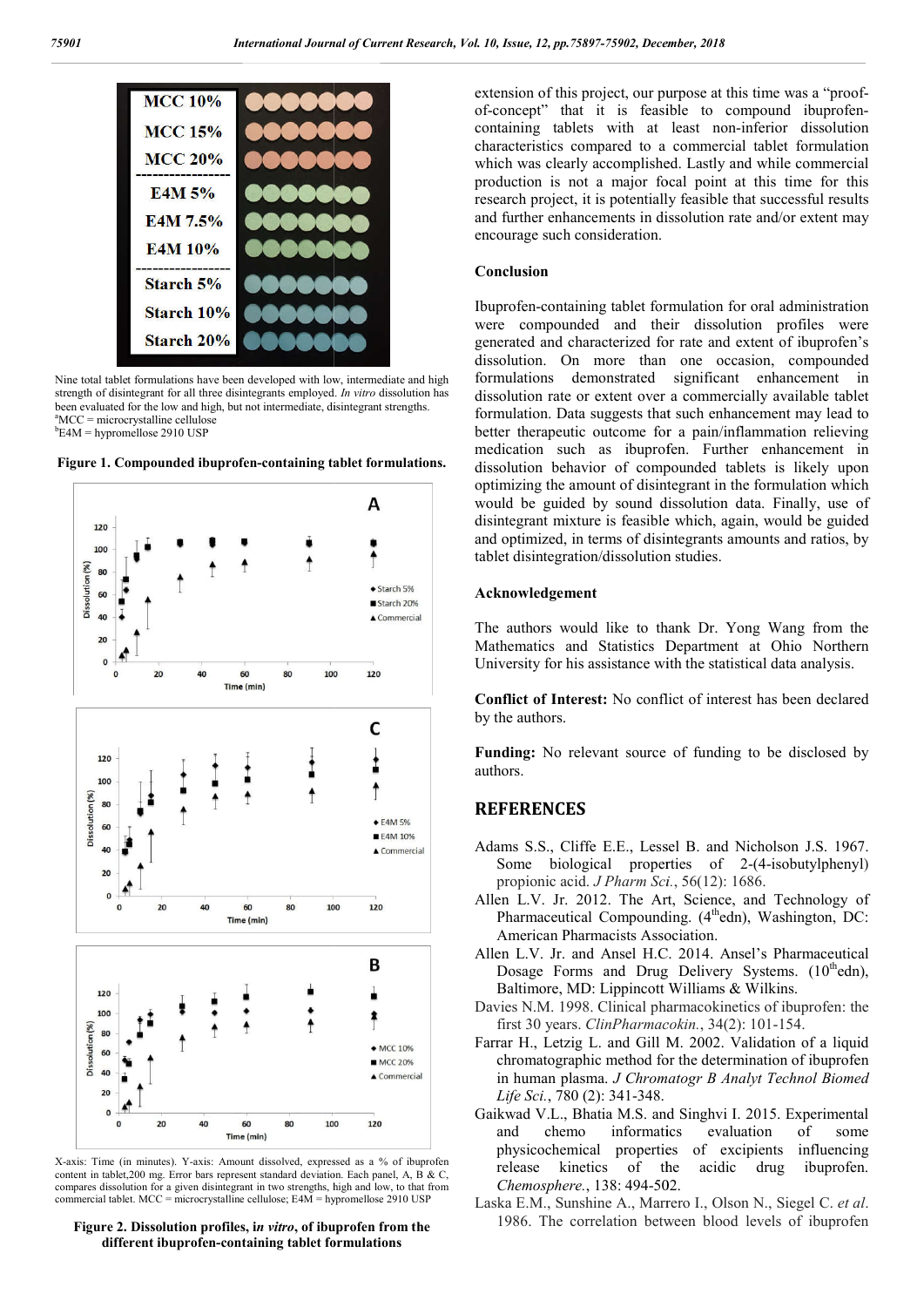Nine total tablet formulations have been developed with low, intermediate and high strength of disintegrant for all three disintegrants employed. *In vitro* dissolution has been evaluated for the low and high, but not intermediate, disintegrant strengths.
[a]MCC = microcrystalline cellulose
[b]E4M = hypromellose 2910 USP

**Figure 1. Compounded ibuprofen-containing tablet formulations.**

X-axis: Time (in minutes). Y-axis: Amount dissolved, expressed as a % of ibuprofen content in tablet,200 mg. Error bars represent standard deviation. Each panel, A, B & C, compares dissolution for a given disintegrant in two strengths, high and low, to that from commercial tablet. MCC = microcrystalline cellulose; E4M = hypromellose 2910 USP

**Figure 2. Dissolution profiles, *in vitro*, of ibuprofen from the different ibuprofen-containing tablet formulations**

extension of this project, our purpose at this time was a "proof-of-concept" that it is feasible to compound ibuprofen-containing tablets with at least non-inferior dissolution characteristics compared to a commercial tablet formulation which was clearly accomplished. Lastly and while commercial production is not a major focal point at this time for this research project, it is potentially feasible that successful results and further enhancements in dissolution rate and/or extent may encourage such consideration.

## Conclusion

Ibuprofen-containing tablet formulation for oral administration were compounded and their dissolution profiles were generated and characterized for rate and extent of ibuprofen's dissolution. On more than one occasion, compounded formulations demonstrated significant enhancement in dissolution rate or extent over a commercially available tablet formulation. Data suggests that such enhancement may lead to better therapeutic outcome for a pain/inflammation relieving medication such as ibuprofen. Further enhancement in dissolution behavior of compounded tablets is likely upon optimizing the amount of disintegrant in the formulation which would be guided by sound dissolution data. Finally, use of disintegrant mixture is feasible which, again, would be guided and optimized, in terms of disintegrants amounts and ratios, by tablet disintegration/dissolution studies.

## Acknowledgement

The authors would like to thank Dr. Yong Wang from the Mathematics and Statistics Department at Ohio Northern University for his assistance with the statistical data analysis.

**Conflict of Interest:** No conflict of interest has been declared by the authors.

**Funding:** No relevant source of funding to be disclosed by authors.

## REFERENCES

Adams S.S., Cliffe E.E., Lessel B. and Nicholson J.S. 1967. Some biological properties of 2-(4-isobutylphenyl) propionic acid. *J Pharm Sci.*, 56(12): 1686.

Allen L.V. Jr. 2012. The Art, Science, and Technology of Pharmaceutical Compounding. (4th edn), Washington, DC: American Pharmacists Association.

Allen L.V. Jr. and Ansel H.C. 2014. Ansel's Pharmaceutical Dosage Forms and Drug Delivery Systems. (10th edn), Baltimore, MD: Lippincott Williams & Wilkins.

Davies N.M. 1998. Clinical pharmacokinetics of ibuprofen: the first 30 years. *ClinPharmacokin.*, 34(2): 101-154.

Farrar H., Letzig L. and Gill M. 2002. Validation of a liquid chromatographic method for the determination of ibuprofen in human plasma. *J Chromatogr B Analyt Technol Biomed Life Sci.*, 780 (2): 341-348.

Gaikwad V.L., Bhatia M.S. and Singhvi I. 2015. Experimental and chemo informatics evaluation of some physicochemical properties of excipients influencing release kinetics of the acidic drug ibuprofen. *Chemosphere.*, 138: 494-502.

Laska E.M., Sunshine A., Marrero I., Olson N., Siegel C. *et al*. 1986. The correlation between blood levels of ibuprofen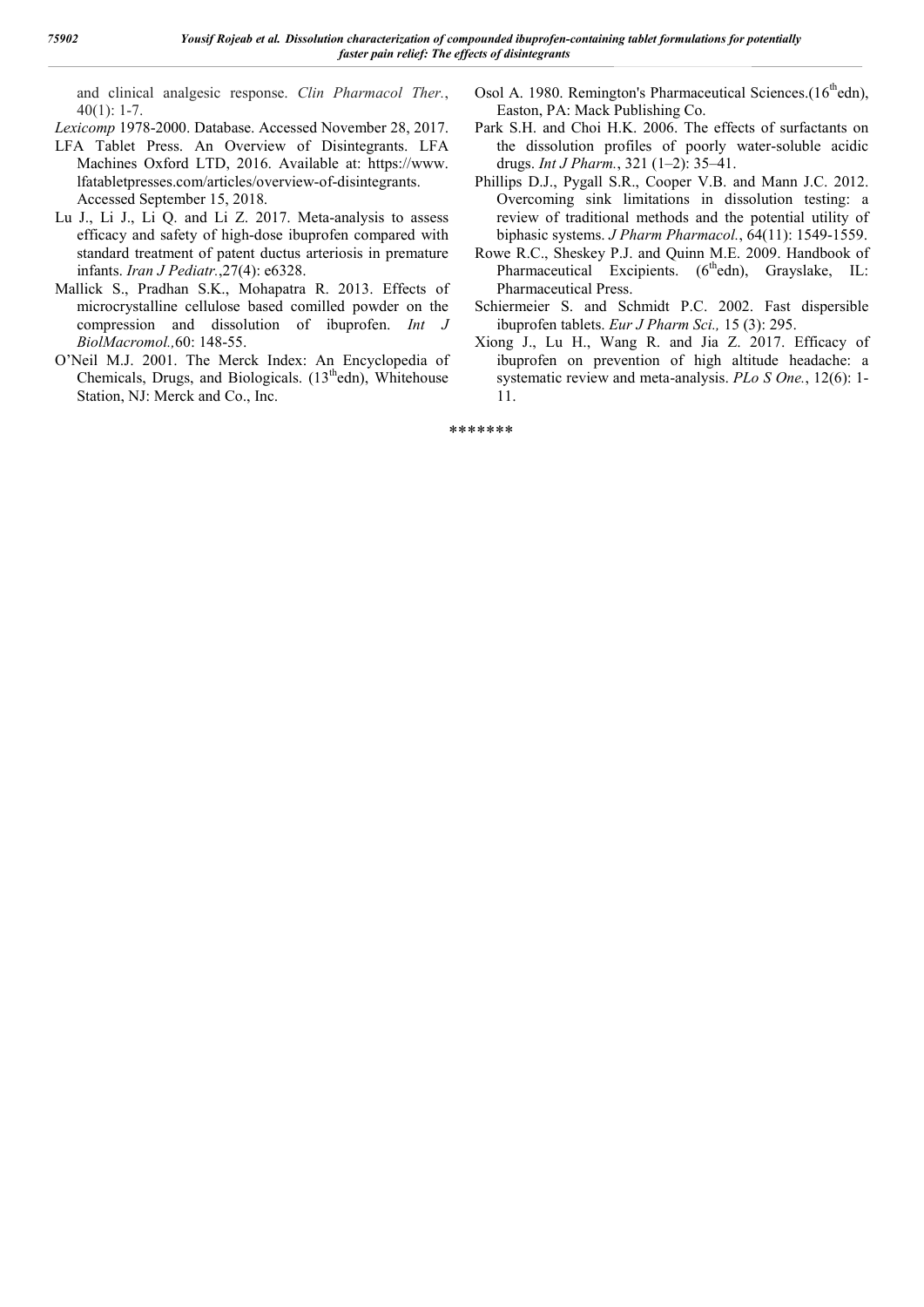and clinical analgesic response. *Clin Pharmacol Ther.*, 40(1): 1-7.

*Lexicomp* 1978-2000. Database. Accessed November 28, 2017.

LFA Tablet Press. An Overview of Disintegrants. LFA Machines Oxford LTD, 2016. Available at: https://www.lfatabletpresses.com/articles/overview-of-disintegrants. Accessed September 15, 2018.

Lu J., Li J., Li Q. and Li Z. 2017. Meta-analysis to assess efficacy and safety of high-dose ibuprofen compared with standard treatment of patent ductus arteriosis in premature infants. *Iran J Pediatr.*,27(4): e6328.

Mallick S., Pradhan S.K., Mohapatra R. 2013. Effects of microcrystalline cellulose based comilled powder on the compression and dissolution of ibuprofen. *Int J BiolMacromol.,*60: 148-55.

O'Neil M.J. 2001. The Merck Index: An Encyclopedia of Chemicals, Drugs, and Biologicals. (13thedn), Whitehouse Station, NJ: Merck and Co., Inc.

Osol A. 1980. Remington's Pharmaceutical Sciences.(16thedn), Easton, PA: Mack Publishing Co.

Park S.H. and Choi H.K. 2006. The effects of surfactants on the dissolution profiles of poorly water-soluble acidic drugs. *Int J Pharm.*, 321 (1–2): 35–41.

Phillips D.J., Pygall S.R., Cooper V.B. and Mann J.C. 2012. Overcoming sink limitations in dissolution testing: a review of traditional methods and the potential utility of biphasic systems. *J Pharm Pharmacol.*, 64(11): 1549-1559.

Rowe R.C., Sheskey P.J. and Quinn M.E. 2009. Handbook of Pharmaceutical Excipients. (6thedn), Grayslake, IL: Pharmaceutical Press.

Schiermeier S. and Schmidt P.C. 2002. Fast dispersible ibuprofen tablets. *Eur J Pharm Sci.,* 15 (3): 295.

Xiong J., Lu H., Wang R. and Jia Z. 2017. Efficacy of ibuprofen on prevention of high altitude headache: a systematic review and meta-analysis. *PLo S One.*, 12(6): 1-11.

*******